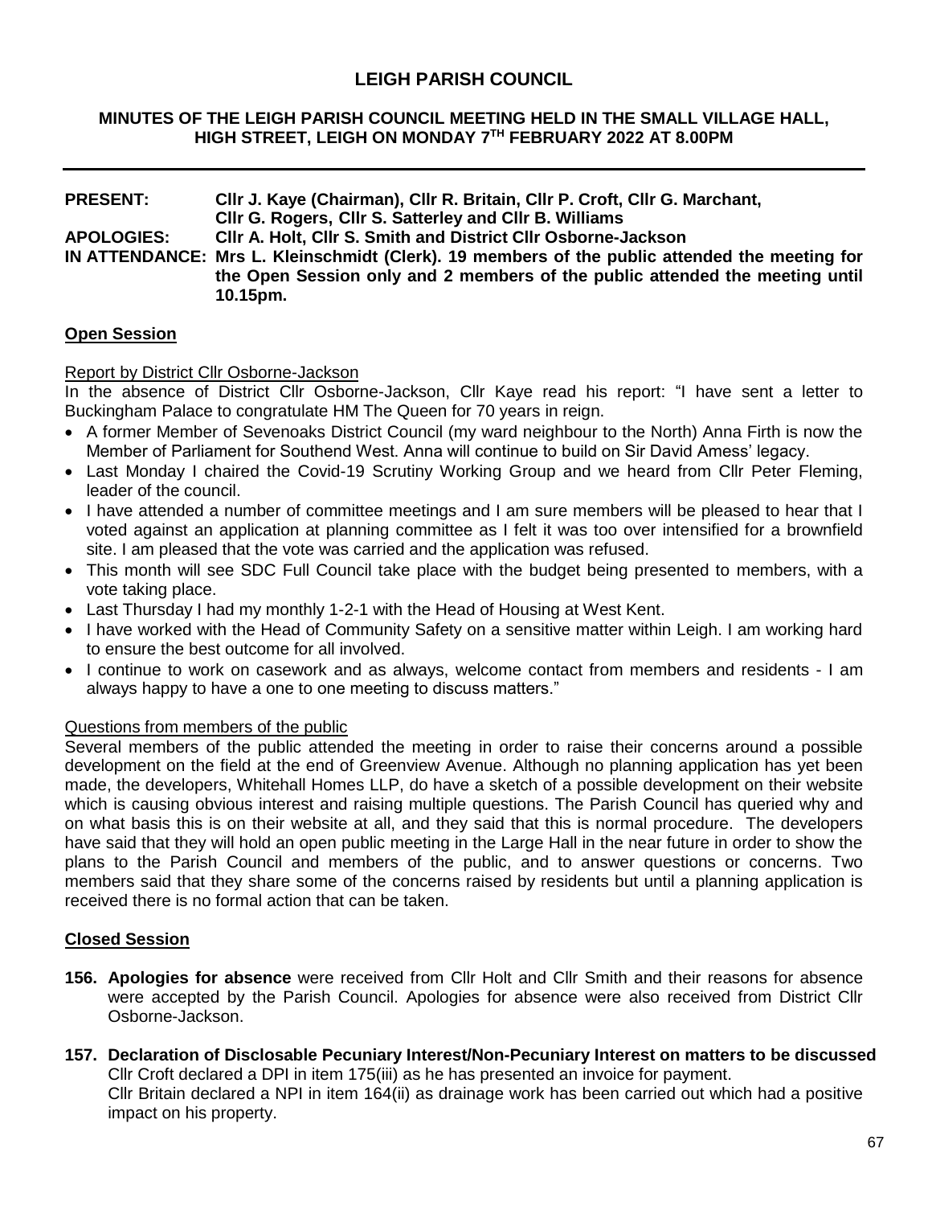# LEIGH PARISH COUNCIL

## MINUTES OF THE LEIGH PARISH COUNCIL MEETING HELD IN THE SMALL VILLAGE HALL, HIGH STREET, LEIGH ON MONDAY 7TH FEBRUARY 2022 AT 8.00PM

---

**PRESENT:** Cllr J. Kaye (Chairman), Cllr R. Britain, Cllr P. Croft, Cllr G. Marchant, Cllr G. Rogers, Cllr S. Satterley and Cllr B. Williams

**APOLOGIES:** Cllr A. Holt, Cllr S. Smith and District Cllr Osborne-Jackson

**IN ATTENDANCE:** Mrs L. Kleinschmidt (Clerk). 19 members of the public attended the meeting for the Open Session only and 2 members of the public attended the meeting until 10.15pm.

### Open Session

Report by District Cllr Osborne-Jackson

In the absence of District Cllr Osborne-Jackson, Cllr Kaye read his report: "I have sent a letter to Buckingham Palace to congratulate HM The Queen for 70 years in reign.

- A former Member of Sevenoaks District Council (my ward neighbour to the North) Anna Firth is now the Member of Parliament for Southend West. Anna will continue to build on Sir David Amess' legacy.
- Last Monday I chaired the Covid-19 Scrutiny Working Group and we heard from Cllr Peter Fleming, leader of the council.
- I have attended a number of committee meetings and I am sure members will be pleased to hear that I voted against an application at planning committee as I felt it was too over intensified for a brownfield site. I am pleased that the vote was carried and the application was refused.
- This month will see SDC Full Council take place with the budget being presented to members, with a vote taking place.
- Last Thursday I had my monthly 1-2-1 with the Head of Housing at West Kent.
- I have worked with the Head of Community Safety on a sensitive matter within Leigh. I am working hard to ensure the best outcome for all involved.
- I continue to work on casework and as always, welcome contact from members and residents - I am always happy to have a one to one meeting to discuss matters."

Questions from members of the public

Several members of the public attended the meeting in order to raise their concerns around a possible development on the field at the end of Greenview Avenue. Although no planning application has yet been made, the developers, Whitehall Homes LLP, do have a sketch of a possible development on their website which is causing obvious interest and raising multiple questions. The Parish Council has queried why and on what basis this is on their website at all, and they said that this is normal procedure. The developers have said that they will hold an open public meeting in the Large Hall in the near future in order to show the plans to the Parish Council and members of the public, and to answer questions or concerns. Two members said that they share some of the concerns raised by residents but until a planning application is received there is no formal action that can be taken.

### Closed Session

**156. Apologies for absence** were received from Cllr Holt and Cllr Smith and their reasons for absence were accepted by the Parish Council. Apologies for absence were also received from District Cllr Osborne-Jackson.

**157. Declaration of Disclosable Pecuniary Interest/Non-Pecuniary Interest on matters to be discussed**
Cllr Croft declared a DPI in item 175(iii) as he has presented an invoice for payment.
Cllr Britain declared a NPI in item 164(ii) as drainage work has been carried out which had a positive impact on his property.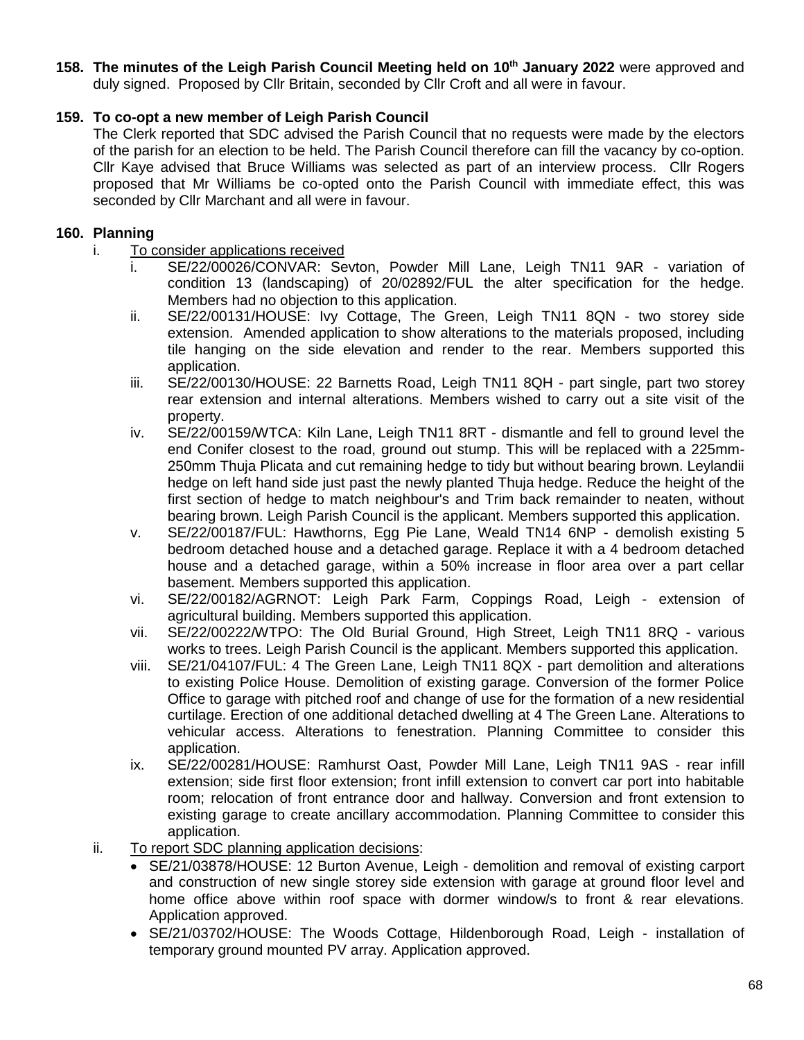**158. The minutes of the Leigh Parish Council Meeting held on 10th January 2022** were approved and duly signed. Proposed by Cllr Britain, seconded by Cllr Croft and all were in favour.

**159. To co-opt a new member of Leigh Parish Council**

The Clerk reported that SDC advised the Parish Council that no requests were made by the electors of the parish for an election to be held. The Parish Council therefore can fill the vacancy by co-option. Cllr Kaye advised that Bruce Williams was selected as part of an interview process. Cllr Rogers proposed that Mr Williams be co-opted onto the Parish Council with immediate effect, this was seconded by Cllr Marchant and all were in favour.

**160. Planning**

i. To consider applications received

   i. SE/22/00026/CONVAR: Sevton, Powder Mill Lane, Leigh TN11 9AR - variation of condition 13 (landscaping) of 20/02892/FUL the alter specification for the hedge. Members had no objection to this application.

   ii. SE/22/00131/HOUSE: Ivy Cottage, The Green, Leigh TN11 8QN - two storey side extension. Amended application to show alterations to the materials proposed, including tile hanging on the side elevation and render to the rear. Members supported this application.

   iii. SE/22/00130/HOUSE: 22 Barnetts Road, Leigh TN11 8QH - part single, part two storey rear extension and internal alterations. Members wished to carry out a site visit of the property.

   iv. SE/22/00159/WTCA: Kiln Lane, Leigh TN11 8RT - dismantle and fell to ground level the end Conifer closest to the road, ground out stump. This will be replaced with a 225mm-250mm Thuja Plicata and cut remaining hedge to tidy but without bearing brown. Leylandii hedge on left hand side just past the newly planted Thuja hedge. Reduce the height of the first section of hedge to match neighbour's and Trim back remainder to neaten, without bearing brown. Leigh Parish Council is the applicant. Members supported this application.

   v. SE/22/00187/FUL: Hawthorns, Egg Pie Lane, Weald TN14 6NP - demolish existing 5 bedroom detached house and a detached garage. Replace it with a 4 bedroom detached house and a detached garage, within a 50% increase in floor area over a part cellar basement. Members supported this application.

   vi. SE/22/00182/AGRNOT: Leigh Park Farm, Coppings Road, Leigh - extension of agricultural building. Members supported this application.

   vii. SE/22/00222/WTPO: The Old Burial Ground, High Street, Leigh TN11 8RQ - various works to trees. Leigh Parish Council is the applicant. Members supported this application.

   viii. SE/21/04107/FUL: 4 The Green Lane, Leigh TN11 8QX - part demolition and alterations to existing Police House. Demolition of existing garage. Conversion of the former Police Office to garage with pitched roof and change of use for the formation of a new residential curtilage. Erection of one additional detached dwelling at 4 The Green Lane. Alterations to vehicular access. Alterations to fenestration. Planning Committee to consider this application.

   ix. SE/22/00281/HOUSE: Ramhurst Oast, Powder Mill Lane, Leigh TN11 9AS - rear infill extension; side first floor extension; front infill extension to convert car port into habitable room; relocation of front entrance door and hallway. Conversion and front extension to existing garage to create ancillary accommodation. Planning Committee to consider this application.

ii. To report SDC planning application decisions:

   - SE/21/03878/HOUSE: 12 Burton Avenue, Leigh - demolition and removal of existing carport and construction of new single storey side extension with garage at ground floor level and home office above within roof space with dormer window/s to front & rear elevations. Application approved.
   - SE/21/03702/HOUSE: The Woods Cottage, Hildenborough Road, Leigh - installation of temporary ground mounted PV array. Application approved.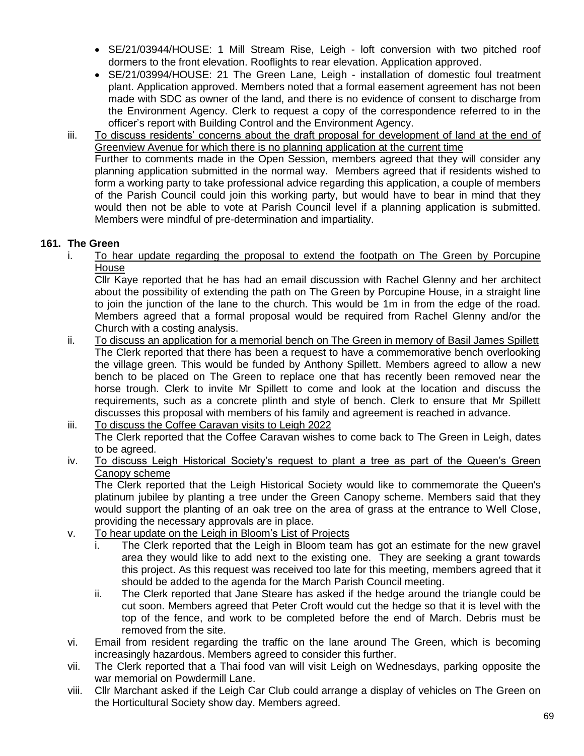- SE/21/03944/HOUSE: 1 Mill Stream Rise, Leigh - loft conversion with two pitched roof dormers to the front elevation. Rooflights to rear elevation. Application approved.
- SE/21/03994/HOUSE: 21 The Green Lane, Leigh - installation of domestic foul treatment plant. Application approved. Members noted that a formal easement agreement has not been made with SDC as owner of the land, and there is no evidence of consent to discharge from the Environment Agency. Clerk to request a copy of the correspondence referred to in the officer's report with Building Control and the Environment Agency.

iii. To discuss residents' concerns about the draft proposal for development of land at the end of Greenview Avenue for which there is no planning application at the current time
Further to comments made in the Open Session, members agreed that they will consider any planning application submitted in the normal way. Members agreed that if residents wished to form a working party to take professional advice regarding this application, a couple of members of the Parish Council could join this working party, but would have to bear in mind that they would then not be able to vote at Parish Council level if a planning application is submitted. Members were mindful of pre-determination and impartiality.

**161. The Green**

i. To hear update regarding the proposal to extend the footpath on The Green by Porcupine House
Cllr Kaye reported that he has had an email discussion with Rachel Glenny and her architect about the possibility of extending the path on The Green by Porcupine House, in a straight line to join the junction of the lane to the church. This would be 1m in from the edge of the road. Members agreed that a formal proposal would be required from Rachel Glenny and/or the Church with a costing analysis.

ii. To discuss an application for a memorial bench on The Green in memory of Basil James Spillett
The Clerk reported that there has been a request to have a commemorative bench overlooking the village green. This would be funded by Anthony Spillett. Members agreed to allow a new bench to be placed on The Green to replace one that has recently been removed near the horse trough. Clerk to invite Mr Spillett to come and look at the location and discuss the requirements, such as a concrete plinth and style of bench. Clerk to ensure that Mr Spillett discusses this proposal with members of his family and agreement is reached in advance.

iii. To discuss the Coffee Caravan visits to Leigh 2022
The Clerk reported that the Coffee Caravan wishes to come back to The Green in Leigh, dates to be agreed.

iv. To discuss Leigh Historical Society's request to plant a tree as part of the Queen's Green Canopy scheme
The Clerk reported that the Leigh Historical Society would like to commemorate the Queen's platinum jubilee by planting a tree under the Green Canopy scheme. Members said that they would support the planting of an oak tree on the area of grass at the entrance to Well Close, providing the necessary approvals are in place.

v. To hear update on the Leigh in Bloom's List of Projects
   i. The Clerk reported that the Leigh in Bloom team has got an estimate for the new gravel area they would like to add next to the existing one. They are seeking a grant towards this project. As this request was received too late for this meeting, members agreed that it should be added to the agenda for the March Parish Council meeting.
   ii. The Clerk reported that Jane Steare has asked if the hedge around the triangle could be cut soon. Members agreed that Peter Croft would cut the hedge so that it is level with the top of the fence, and work to be completed before the end of March. Debris must be removed from the site.

vi. Email from resident regarding the traffic on the lane around The Green, which is becoming increasingly hazardous. Members agreed to consider this further.

vii. The Clerk reported that a Thai food van will visit Leigh on Wednesdays, parking opposite the war memorial on Powdermill Lane.

viii. Cllr Marchant asked if the Leigh Car Club could arrange a display of vehicles on The Green on the Horticultural Society show day. Members agreed.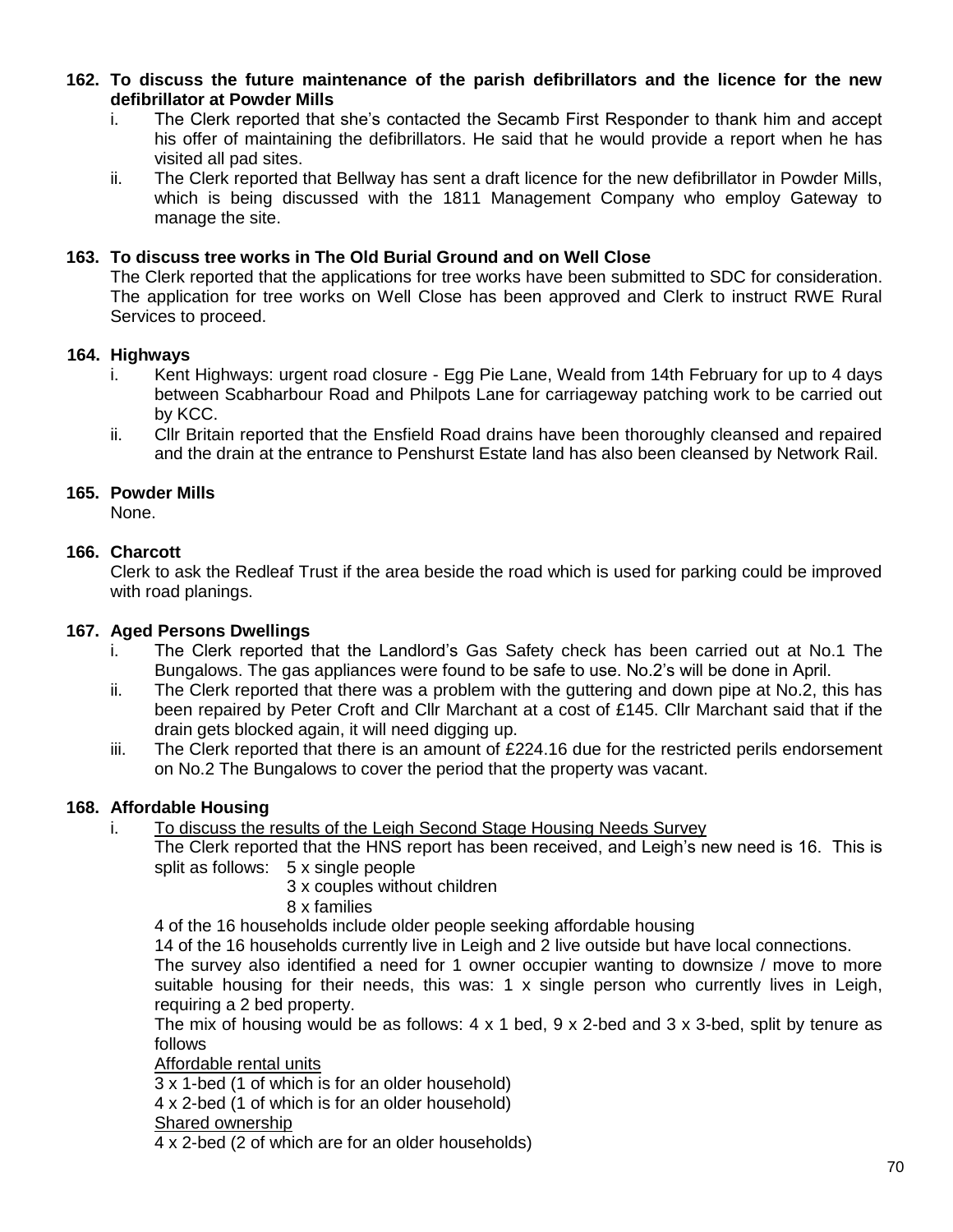**162. To discuss the future maintenance of the parish defibrillators and the licence for the new defibrillator at Powder Mills**

i. The Clerk reported that she's contacted the Secamb First Responder to thank him and accept his offer of maintaining the defibrillators. He said that he would provide a report when he has visited all pad sites.

ii. The Clerk reported that Bellway has sent a draft licence for the new defibrillator in Powder Mills, which is being discussed with the 1811 Management Company who employ Gateway to manage the site.

**163. To discuss tree works in The Old Burial Ground and on Well Close**

The Clerk reported that the applications for tree works have been submitted to SDC for consideration. The application for tree works on Well Close has been approved and Clerk to instruct RWE Rural Services to proceed.

**164. Highways**

i. Kent Highways: urgent road closure - Egg Pie Lane, Weald from 14th February for up to 4 days between Scabharbour Road and Philpots Lane for carriageway patching work to be carried out by KCC.

ii. Cllr Britain reported that the Ensfield Road drains have been thoroughly cleansed and repaired and the drain at the entrance to Penshurst Estate land has also been cleansed by Network Rail.

**165. Powder Mills**

None.

**166. Charcott**

Clerk to ask the Redleaf Trust if the area beside the road which is used for parking could be improved with road planings.

**167. Aged Persons Dwellings**

i. The Clerk reported that the Landlord's Gas Safety check has been carried out at No.1 The Bungalows. The gas appliances were found to be safe to use. No.2's will be done in April.

ii. The Clerk reported that there was a problem with the guttering and down pipe at No.2, this has been repaired by Peter Croft and Cllr Marchant at a cost of £145. Cllr Marchant said that if the drain gets blocked again, it will need digging up.

iii. The Clerk reported that there is an amount of £224.16 due for the restricted perils endorsement on No.2 The Bungalows to cover the period that the property was vacant.

**168. Affordable Housing**

i. <u>To discuss the results of the Leigh Second Stage Housing Needs Survey</u>

The Clerk reported that the HNS report has been received, and Leigh's new need is 16. This is split as follows: 5 x single people
3 x couples without children
8 x families

4 of the 16 households include older people seeking affordable housing

14 of the 16 households currently live in Leigh and 2 live outside but have local connections.

The survey also identified a need for 1 owner occupier wanting to downsize / move to more suitable housing for their needs, this was: 1 x single person who currently lives in Leigh, requiring a 2 bed property.

The mix of housing would be as follows: 4 x 1 bed, 9 x 2-bed and 3 x 3-bed, split by tenure as follows

<u>Affordable rental units</u>

3 x 1-bed (1 of which is for an older household)
4 x 2-bed (1 of which is for an older household)

<u>Shared ownership</u>

4 x 2-bed (2 of which are for an older households)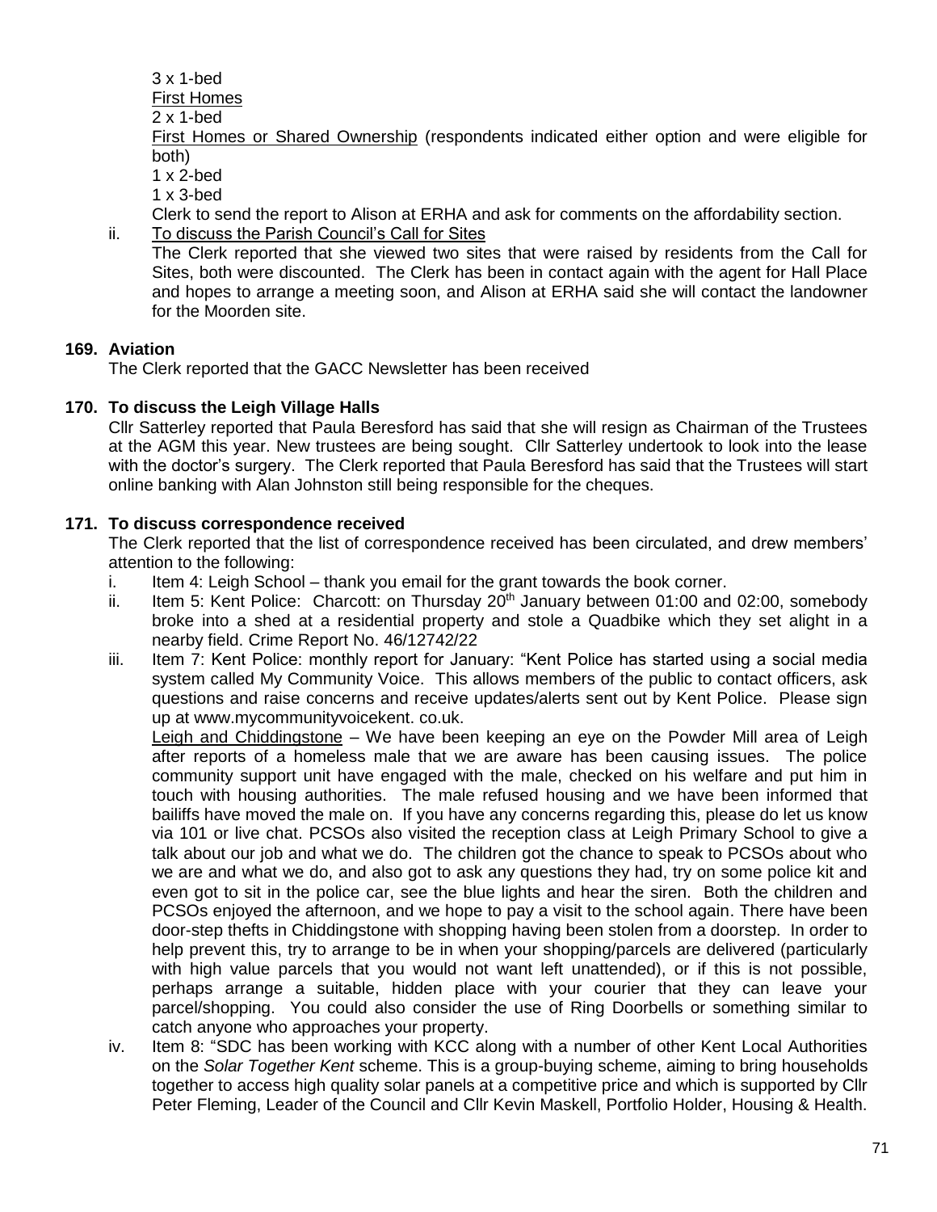3 x 1-bed

First Homes

2 x 1-bed

First Homes or Shared Ownership (respondents indicated either option and were eligible for both)

1 x 2-bed

1 x 3-bed

Clerk to send the report to Alison at ERHA and ask for comments on the affordability section.

ii. To discuss the Parish Council's Call for Sites

The Clerk reported that she viewed two sites that were raised by residents from the Call for Sites, both were discounted. The Clerk has been in contact again with the agent for Hall Place and hopes to arrange a meeting soon, and Alison at ERHA said she will contact the landowner for the Moorden site.

**169. Aviation**

The Clerk reported that the GACC Newsletter has been received

**170. To discuss the Leigh Village Halls**

Cllr Satterley reported that Paula Beresford has said that she will resign as Chairman of the Trustees at the AGM this year. New trustees are being sought. Cllr Satterley undertook to look into the lease with the doctor's surgery. The Clerk reported that Paula Beresford has said that the Trustees will start online banking with Alan Johnston still being responsible for the cheques.

**171. To discuss correspondence received**

The Clerk reported that the list of correspondence received has been circulated, and drew members' attention to the following:

i. Item 4: Leigh School – thank you email for the grant towards the book corner.

ii. Item 5: Kent Police: Charcott: on Thursday 20th January between 01:00 and 02:00, somebody broke into a shed at a residential property and stole a Quadbike which they set alight in a nearby field. Crime Report No. 46/12742/22

iii. Item 7: Kent Police: monthly report for January: "Kent Police has started using a social media system called My Community Voice. This allows members of the public to contact officers, ask questions and raise concerns and receive updates/alerts sent out by Kent Police. Please sign up at www.mycommunityvoicekent. co.uk.

Leigh and Chiddingstone – We have been keeping an eye on the Powder Mill area of Leigh after reports of a homeless male that we are aware has been causing issues. The police community support unit have engaged with the male, checked on his welfare and put him in touch with housing authorities. The male refused housing and we have been informed that bailiffs have moved the male on. If you have any concerns regarding this, please do let us know via 101 or live chat. PCSOs also visited the reception class at Leigh Primary School to give a talk about our job and what we do. The children got the chance to speak to PCSOs about who we are and what we do, and also got to ask any questions they had, try on some police kit and even got to sit in the police car, see the blue lights and hear the siren. Both the children and PCSOs enjoyed the afternoon, and we hope to pay a visit to the school again. There have been door-step thefts in Chiddingstone with shopping having been stolen from a doorstep. In order to help prevent this, try to arrange to be in when your shopping/parcels are delivered (particularly with high value parcels that you would not want left unattended), or if this is not possible, perhaps arrange a suitable, hidden place with your courier that they can leave your parcel/shopping. You could also consider the use of Ring Doorbells or something similar to catch anyone who approaches your property.

iv. Item 8: "SDC has been working with KCC along with a number of other Kent Local Authorities on the *Solar Together Kent* scheme. This is a group-buying scheme, aiming to bring households together to access high quality solar panels at a competitive price and which is supported by Cllr Peter Fleming, Leader of the Council and Cllr Kevin Maskell, Portfolio Holder, Housing & Health.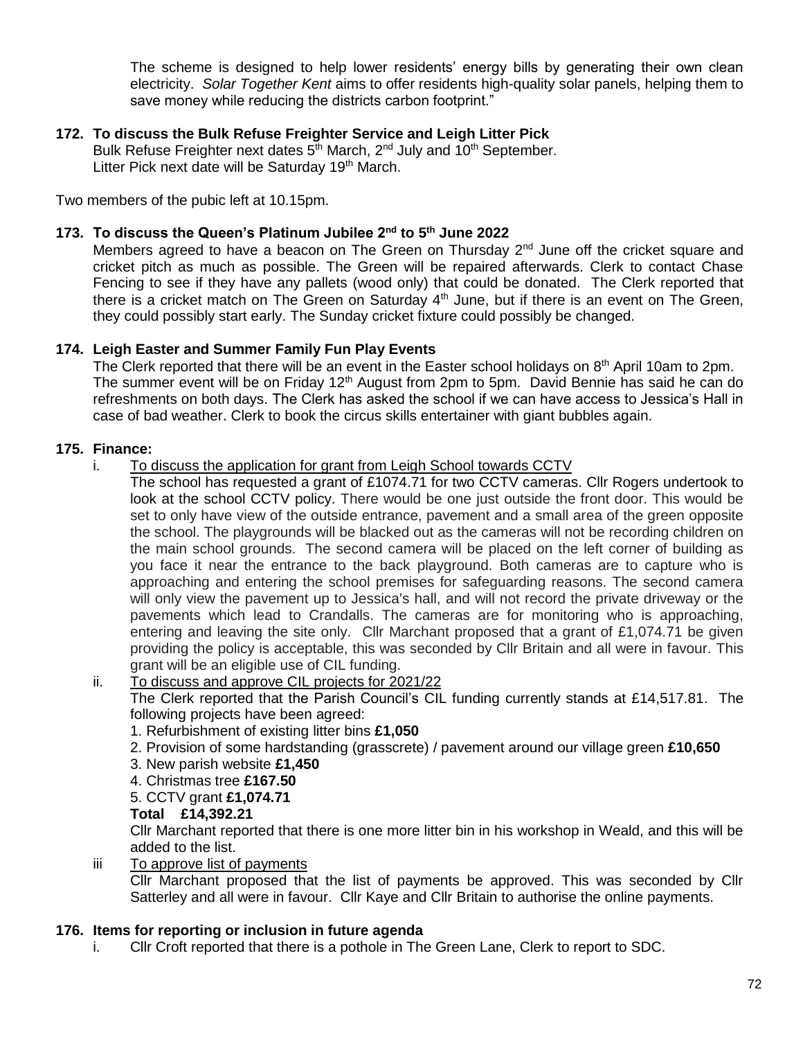The scheme is designed to help lower residents' energy bills by generating their own clean electricity. *Solar Together Kent* aims to offer residents high-quality solar panels, helping them to save money while reducing the districts carbon footprint."

**172. To discuss the Bulk Refuse Freighter Service and Leigh Litter Pick**

Bulk Refuse Freighter next dates 5th March, 2nd July and 10th September.
Litter Pick next date will be Saturday 19th March.

Two members of the pubic left at 10.15pm.

**173. To discuss the Queen's Platinum Jubilee 2nd to 5th June 2022**

Members agreed to have a beacon on The Green on Thursday 2nd June off the cricket square and cricket pitch as much as possible. The Green will be repaired afterwards. Clerk to contact Chase Fencing to see if they have any pallets (wood only) that could be donated. The Clerk reported that there is a cricket match on The Green on Saturday 4th June, but if there is an event on The Green, they could possibly start early. The Sunday cricket fixture could possibly be changed.

**174. Leigh Easter and Summer Family Fun Play Events**

The Clerk reported that there will be an event in the Easter school holidays on 8th April 10am to 2pm. The summer event will be on Friday 12th August from 2pm to 5pm. David Bennie has said he can do refreshments on both days. The Clerk has asked the school if we can have access to Jessica's Hall in case of bad weather. Clerk to book the circus skills entertainer with giant bubbles again.

**175. Finance:**

i. To discuss the application for grant from Leigh School towards CCTV

The school has requested a grant of £1074.71 for two CCTV cameras. Cllr Rogers undertook to look at the school CCTV policy. There would be one just outside the front door. This would be set to only have view of the outside entrance, pavement and a small area of the green opposite the school. The playgrounds will be blacked out as the cameras will not be recording children on the main school grounds. The second camera will be placed on the left corner of building as you face it near the entrance to the back playground. Both cameras are to capture who is approaching and entering the school premises for safeguarding reasons. The second camera will only view the pavement up to Jessica's hall, and will not record the private driveway or the pavements which lead to Crandalls. The cameras are for monitoring who is approaching, entering and leaving the site only. Cllr Marchant proposed that a grant of £1,074.71 be given providing the policy is acceptable, this was seconded by Cllr Britain and all were in favour. This grant will be an eligible use of CIL funding.

ii. To discuss and approve CIL projects for 2021/22

The Clerk reported that the Parish Council's CIL funding currently stands at £14,517.81. The following projects have been agreed:

1. Refurbishment of existing litter bins **£1,050**
2. Provision of some hardstanding (grasscrete) / pavement around our village green **£10,650**
3. New parish website **£1,450**
4. Christmas tree **£167.50**
5. CCTV grant **£1,074.71**

**Total £14,392.21**

Cllr Marchant reported that there is one more litter bin in his workshop in Weald, and this will be added to the list.

iii To approve list of payments

Cllr Marchant proposed that the list of payments be approved. This was seconded by Cllr Satterley and all were in favour. Cllr Kaye and Cllr Britain to authorise the online payments.

**176. Items for reporting or inclusion in future agenda**

i. Cllr Croft reported that there is a pothole in The Green Lane, Clerk to report to SDC.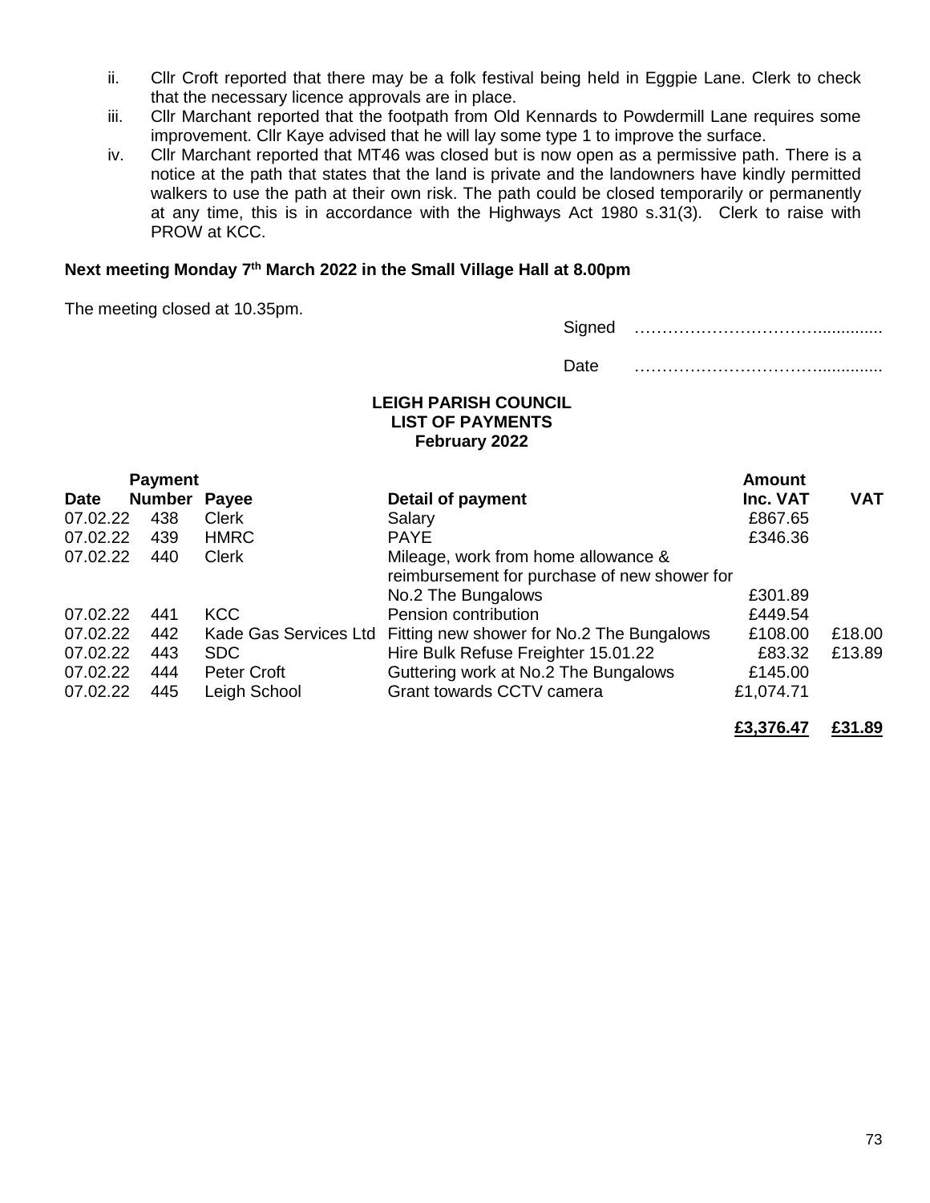ii. Cllr Croft reported that there may be a folk festival being held in Eggpie Lane. Clerk to check that the necessary licence approvals are in place.

iii. Cllr Marchant reported that the footpath from Old Kennards to Powdermill Lane requires some improvement. Cllr Kaye advised that he will lay some type 1 to improve the surface.

iv. Cllr Marchant reported that MT46 was closed but is now open as a permissive path. There is a notice at the path that states that the land is private and the landowners have kindly permitted walkers to use the path at their own risk. The path could be closed temporarily or permanently at any time, this is in accordance with the Highways Act 1980 s.31(3). Clerk to raise with PROW at KCC.

**Next meeting Monday 7th March 2022 in the Small Village Hall at 8.00pm**

The meeting closed at 10.35pm.

Signed ……………………………..............

Date ……………………………..............

**LEIGH PARISH COUNCIL**
**LIST OF PAYMENTS**
**February 2022**

| Date | Payment Number | Payee | Detail of payment | Amount Inc. VAT | VAT |
|---|---|---|---|---|---|
| 07.02.22 | 438 | Clerk | Salary | £867.65 | |
| 07.02.22 | 439 | HMRC | PAYE | £346.36 | |
| 07.02.22 | 440 | Clerk | Mileage, work from home allowance & reimbursement for purchase of new shower for No.2 The Bungalows | £301.89 | |
| 07.02.22 | 441 | KCC | Pension contribution | £449.54 | |
| 07.02.22 | 442 | Kade Gas Services Ltd | Fitting new shower for No.2 The Bungalows | £108.00 | £18.00 |
| 07.02.22 | 443 | SDC | Hire Bulk Refuse Freighter 15.01.22 | £83.32 | £13.89 |
| 07.02.22 | 444 | Peter Croft | Guttering work at No.2 The Bungalows | £145.00 | |
| 07.02.22 | 445 | Leigh School | Grant towards CCTV camera | £1,074.71 | |
| | | | | **£3,376.47** | **£31.89** |